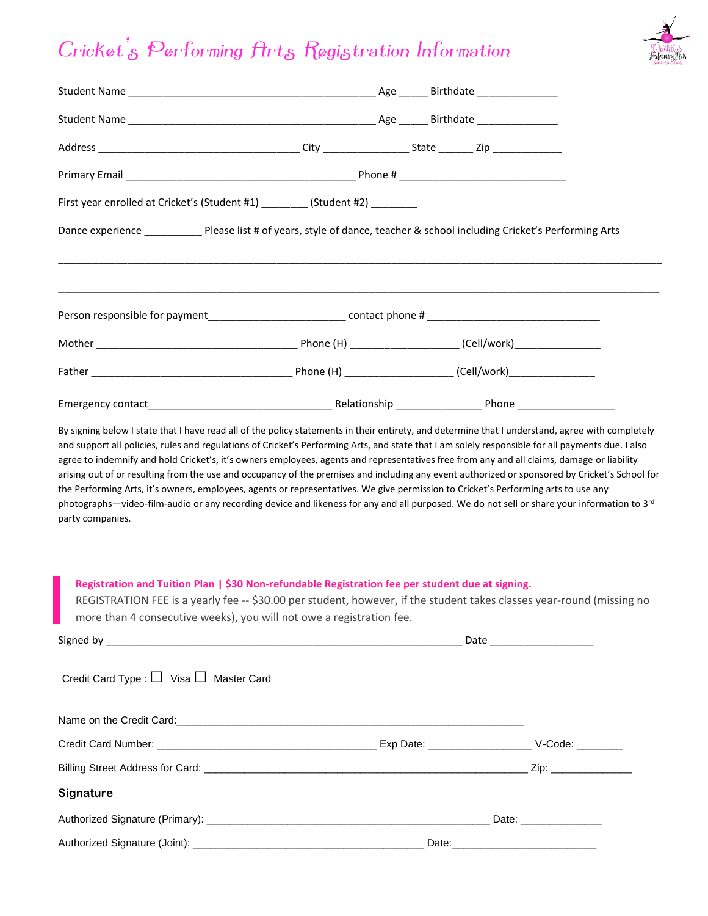# Cricket's Performing Arts Registration Information

Student Name ___________________________________________ Age _____ Birthdate ______________

Student Name ___________________________________________ Age _____ Birthdate ______________

Address ___________________________________ City _______________ State ______ Zip ____________

Primary Email ________________________________________ Phone # _____________________________

First year enrolled at Cricket's (Student #1) ________ (Student #2) ________

Dance experience __________ Please list # of years, style of dance, teacher & school including Cricket's Performing Arts

_____________________________________________________________________________________________________

_____________________________________________________________________________________________________

Person responsible for payment________________________ contact phone # ______________________________

Mother ___________________________________ Phone (H) __________________ (Cell/work)_______________

Father ___________________________________ Phone (H) __________________ (Cell/work)_______________

Emergency contact________________________________ Relationship _______________ Phone _________________

By signing below I state that I have read all of the policy statements in their entirety, and determine that I understand, agree with completely and support all policies, rules and regulations of Cricket's Performing Arts, and state that I am solely responsible for all payments due. I also agree to indemnify and hold Cricket's, it's owners employees, agents and representatives free from any and all claims, damage or liability arising out of or resulting from the use and occupancy of the premises and including any event authorized or sponsored by Cricket's School for the Performing Arts, it's owners, employees, agents or representatives. We give permission to Cricket's Performing arts to use any photographs—video-film-audio or any recording device and likeness for any and all purposed. We do not sell or share your information to 3rd party companies.

**Registration and Tuition Plan | $30 Non-refundable Registration fee per student due at signing.**

REGISTRATION FEE is a yearly fee -- $30.00 per student, however, if the student takes classes year-round (missing no more than 4 consecutive weeks), you will not owe a registration fee.

Signed by _____________________________________________________________ Date __________________

Credit Card Type : ☐ Visa ☐ Master Card

Name on the Credit Card:____________________________________________________________

Credit Card Number: ______________________________________ Exp Date: __________________ V-Code: ________

Billing Street Address for Card: _______________________________________________________ Zip: ______________

## Signature

Authorized Signature (Primary): _________________________________________________ Date: ______________

Authorized Signature (Joint): ________________________________________ Date:_________________________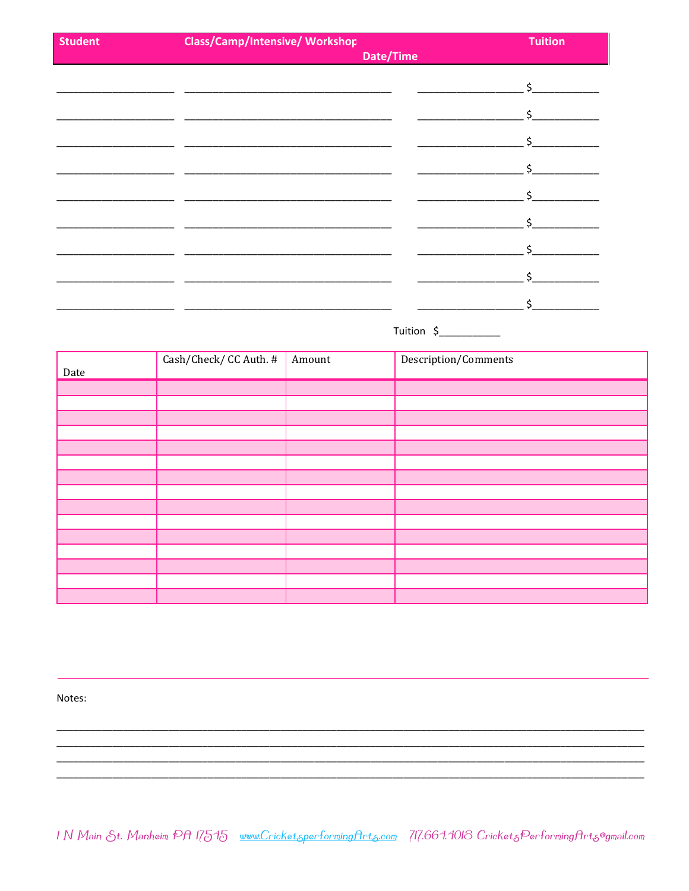| Student | Class/Camp/Intensive/ Workshop | Date/Time | Tuition |
|---|---|---|---|
| ____________________ | ____________________________________ | __________________ | $___________ |
| ____________________ | ____________________________________ | __________________ | $___________ |
| ____________________ | ____________________________________ | __________________ | $___________ |
| ____________________ | ____________________________________ | __________________ | $___________ |
| ____________________ | ____________________________________ | __________________ | $___________ |
| ____________________ | ____________________________________ | __________________ | $___________ |
| ____________________ | ____________________________________ | __________________ | $___________ |
| ____________________ | ____________________________________ | __________________ | $___________ |
| ____________________ | ____________________________________ | __________________ | $___________ |

Tuition $___________

| Date | Cash/Check/ CC Auth. # | Amount | Description/Comments |
|---|---|---|---|
| | | | |
| | | | |
| | | | |
| | | | |
| | | | |
| | | | |
| | | | |
| | | | |
| | | | |
| | | | |
| | | | |
| | | | |
| | | | |
| | | | |
| | | | |

Notes:

______________________________________________________________________________________________

______________________________________________________________________________________________

______________________________________________________________________________________________

______________________________________________________________________________________________

1 N Main St. Manheim PA 17545 www.CricketsperformingArts.com 717.661.1018 CricketsPerformingArts@gmail.com